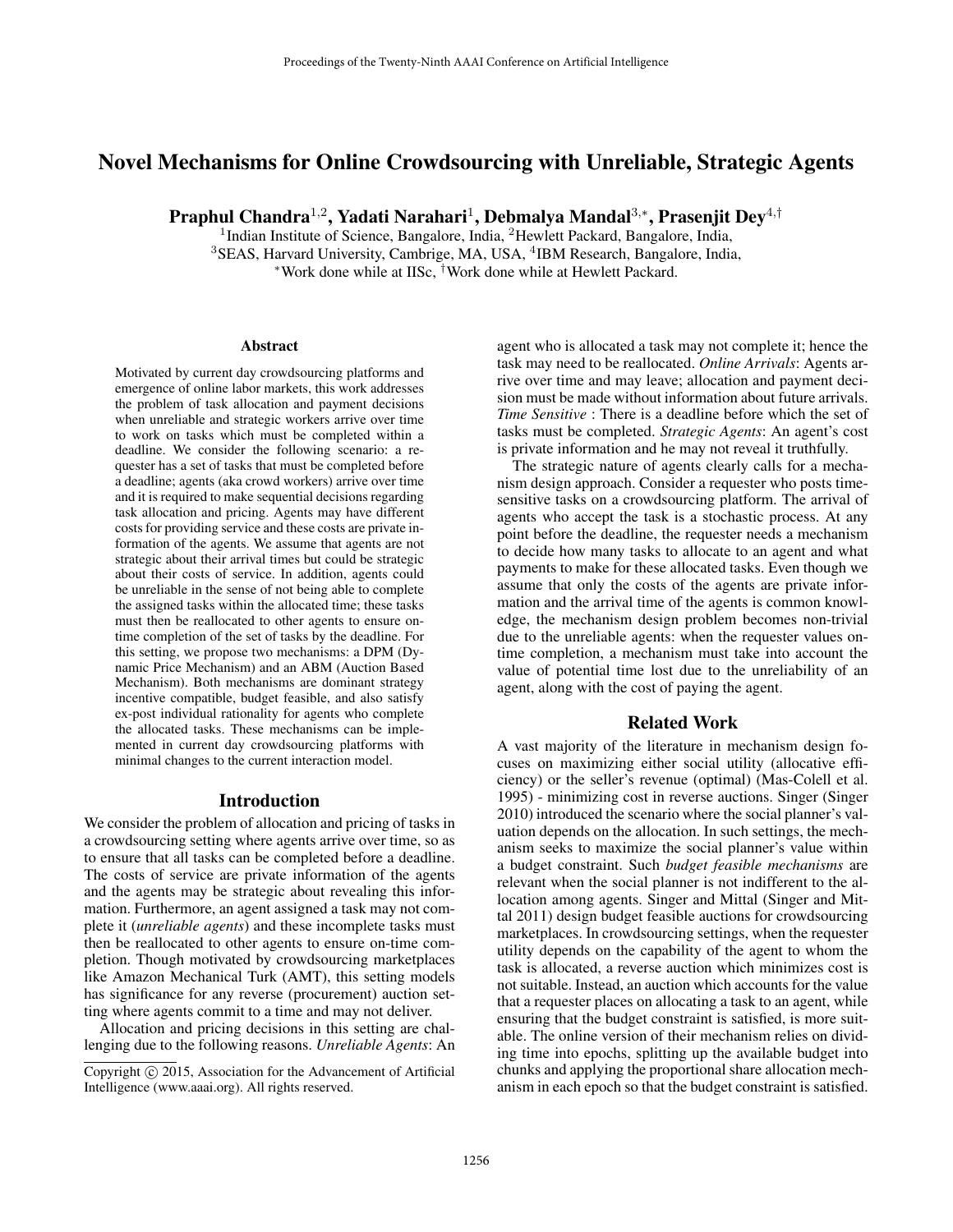# Novel Mechanisms for Online Crowdsourcing with Unreliable, Strategic Agents

**Praphul Chandra**[1,2], **Yadati Narahari**[1], **Debmalya Mandal**[3,*], **Prasenjit Dey**[4,†]

[1]Indian Institute of Science, Bangalore, India, [2]Hewlett Packard, Bangalore, India,
[3]SEAS, Harvard University, Cambrige, MA, USA, [4]IBM Research, Bangalore, India,
[*]Work done while at IISc, [†]Work done while at Hewlett Packard.

## Abstract

Motivated by current day crowdsourcing platforms and emergence of online labor markets, this work addresses the problem of task allocation and payment decisions when unreliable and strategic workers arrive over time to work on tasks which must be completed within a deadline. We consider the following scenario: a requester has a set of tasks that must be completed before a deadline; agents (aka crowd workers) arrive over time and it is required to make sequential decisions regarding task allocation and pricing. Agents may have different costs for providing service and these costs are private information of the agents. We assume that agents are not strategic about their arrival times but could be strategic about their costs of service. In addition, agents could be unreliable in the sense of not being able to complete the assigned tasks within the allocated time; these tasks must then be reallocated to other agents to ensure on-time completion of the set of tasks by the deadline. For this setting, we propose two mechanisms: a DPM (Dynamic Price Mechanism) and an ABM (Auction Based Mechanism). Both mechanisms are dominant strategy incentive compatible, budget feasible, and also satisfy ex-post individual rationality for agents who complete the allocated tasks. These mechanisms can be implemented in current day crowdsourcing platforms with minimal changes to the current interaction model.

## Introduction

We consider the problem of allocation and pricing of tasks in a crowdsourcing setting where agents arrive over time, so as to ensure that all tasks can be completed before a deadline. The costs of service are private information of the agents and the agents may be strategic about revealing this information. Furthermore, an agent assigned a task may not complete it (*unreliable agents*) and these incomplete tasks must then be reallocated to other agents to ensure on-time completion. Though motivated by crowdsourcing marketplaces like Amazon Mechanical Turk (AMT), this setting models has significance for any reverse (procurement) auction setting where agents commit to a time and may not deliver.

Allocation and pricing decisions in this setting are challenging due to the following reasons. *Unreliable Agents*: An agent who is allocated a task may not complete it; hence the task may need to be reallocated. *Online Arrivals*: Agents arrive over time and may leave; allocation and payment decision must be made without information about future arrivals. *Time Sensitive* : There is a deadline before which the set of tasks must be completed. *Strategic Agents*: An agent's cost is private information and he may not reveal it truthfully.

The strategic nature of agents clearly calls for a mechanism design approach. Consider a requester who posts time-sensitive tasks on a crowdsourcing platform. The arrival of agents who accept the task is a stochastic process. At any point before the deadline, the requester needs a mechanism to decide how many tasks to allocate to an agent and what payments to make for these allocated tasks. Even though we assume that only the costs of the agents are private information and the arrival time of the agents is common knowledge, the mechanism design problem becomes non-trivial due to the unreliable agents: when the requester values on-time completion, a mechanism must take into account the value of potential time lost due to the unreliability of an agent, along with the cost of paying the agent.

## Related Work

A vast majority of the literature in mechanism design focuses on maximizing either social utility (allocative efficiency) or the seller's revenue (optimal) (Mas-Colell et al. 1995) - minimizing cost in reverse auctions. Singer (Singer 2010) introduced the scenario where the social planner's valuation depends on the allocation. In such settings, the mechanism seeks to maximize the social planner's value within a budget constraint. Such *budget feasible mechanisms* are relevant when the social planner is not indifferent to the allocation among agents. Singer and Mittal (Singer and Mittal 2011) design budget feasible auctions for crowdsourcing marketplaces. In crowdsourcing settings, when the requester utility depends on the capability of the agent to whom the task is allocated, a reverse auction which minimizes cost is not suitable. Instead, an auction which accounts for the value that a requester places on allocating a task to an agent, while ensuring that the budget constraint is satisfied, is more suitable. The online version of their mechanism relies on dividing time into epochs, splitting up the available budget into chunks and applying the proportional share allocation mechanism in each epoch so that the budget constraint is satisfied.

Copyright © 2015, Association for the Advancement of Artificial Intelligence (www.aaai.org). All rights reserved.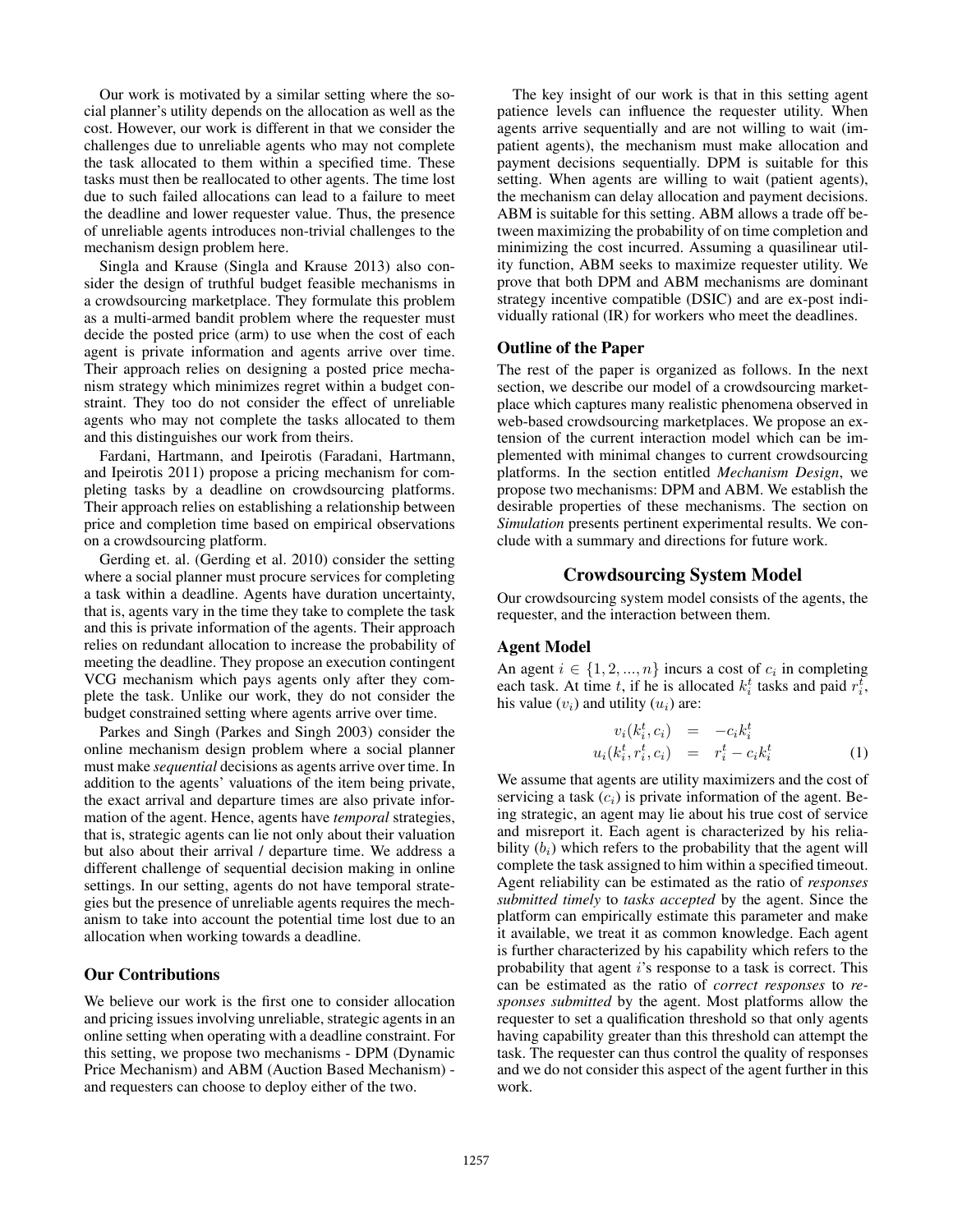Our work is motivated by a similar setting where the social planner's utility depends on the allocation as well as the cost. However, our work is different in that we consider the challenges due to unreliable agents who may not complete the task allocated to them within a specified time. These tasks must then be reallocated to other agents. The time lost due to such failed allocations can lead to a failure to meet the deadline and lower requester value. Thus, the presence of unreliable agents introduces non-trivial challenges to the mechanism design problem here.

Singla and Krause (Singla and Krause 2013) also consider the design of truthful budget feasible mechanisms in a crowdsourcing marketplace. They formulate this problem as a multi-armed bandit problem where the requester must decide the posted price (arm) to use when the cost of each agent is private information and agents arrive over time. Their approach relies on designing a posted price mechanism strategy which minimizes regret within a budget constraint. They too do not consider the effect of unreliable agents who may not complete the tasks allocated to them and this distinguishes our work from theirs.

Fardani, Hartmann, and Ipeirotis (Faradani, Hartmann, and Ipeirotis 2011) propose a pricing mechanism for completing tasks by a deadline on crowdsourcing platforms. Their approach relies on establishing a relationship between price and completion time based on empirical observations on a crowdsourcing platform.

Gerding et. al. (Gerding et al. 2010) consider the setting where a social planner must procure services for completing a task within a deadline. Agents have duration uncertainty, that is, agents vary in the time they take to complete the task and this is private information of the agents. Their approach relies on redundant allocation to increase the probability of meeting the deadline. They propose an execution contingent VCG mechanism which pays agents only after they complete the task. Unlike our work, they do not consider the budget constrained setting where agents arrive over time.

Parkes and Singh (Parkes and Singh 2003) consider the online mechanism design problem where a social planner must make *sequential* decisions as agents arrive over time. In addition to the agents' valuations of the item being private, the exact arrival and departure times are also private information of the agent. Hence, agents have *temporal* strategies, that is, strategic agents can lie not only about their valuation but also about their arrival / departure time. We address a different challenge of sequential decision making in online settings. In our setting, agents do not have temporal strategies but the presence of unreliable agents requires the mechanism to take into account the potential time lost due to an allocation when working towards a deadline.

### Our Contributions

We believe our work is the first one to consider allocation and pricing issues involving unreliable, strategic agents in an online setting when operating with a deadline constraint. For this setting, we propose two mechanisms - DPM (Dynamic Price Mechanism) and ABM (Auction Based Mechanism) - and requesters can choose to deploy either of the two.

The key insight of our work is that in this setting agent patience levels can influence the requester utility. When agents arrive sequentially and are not willing to wait (impatient agents), the mechanism must make allocation and payment decisions sequentially. DPM is suitable for this setting. When agents are willing to wait (patient agents), the mechanism can delay allocation and payment decisions. ABM is suitable for this setting. ABM allows a trade off between maximizing the probability of on time completion and minimizing the cost incurred. Assuming a quasilinear utility function, ABM seeks to maximize requester utility. We prove that both DPM and ABM mechanisms are dominant strategy incentive compatible (DSIC) and are ex-post individually rational (IR) for workers who meet the deadlines.

### Outline of the Paper

The rest of the paper is organized as follows. In the next section, we describe our model of a crowdsourcing marketplace which captures many realistic phenomena observed in web-based crowdsourcing marketplaces. We propose an extension of the current interaction model which can be implemented with minimal changes to current crowdsourcing platforms. In the section entitled *Mechanism Design*, we propose two mechanisms: DPM and ABM. We establish the desirable properties of these mechanisms. The section on *Simulation* presents pertinent experimental results. We conclude with a summary and directions for future work.

## Crowdsourcing System Model

Our crowdsourcing system model consists of the agents, the requester, and the interaction between them.

### Agent Model

An agent $i \in \{1, 2, ..., n\}$ incurs a cost of $c_i$ in completing each task. At time $t$, if he is allocated $k_i^t$ tasks and paid $r_i^t$, his value ($v_i$) and utility ($u_i$) are:

$$\begin{aligned} v_i(k_i^t, c_i) &= -c_i k_i^t \\ u_i(k_i^t, r_i^t, c_i) &= r_i^t - c_i k_i^t \end{aligned} \tag{1}$$

We assume that agents are utility maximizers and the cost of servicing a task ($c_i$) is private information of the agent. Being strategic, an agent may lie about his true cost of service and misreport it. Each agent is characterized by his reliability ($b_i$) which refers to the probability that the agent will complete the task assigned to him within a specified timeout. Agent reliability can be estimated as the ratio of *responses submitted timely* to *tasks accepted* by the agent. Since the platform can empirically estimate this parameter and make it available, we treat it as common knowledge. Each agent is further characterized by his capability which refers to the probability that agent $i$'s response to a task is correct. This can be estimated as the ratio of *correct responses* to *responses submitted* by the agent. Most platforms allow the requester to set a qualification threshold so that only agents having capability greater than this threshold can attempt the task. The requester can thus control the quality of responses and we do not consider this aspect of the agent further in this work.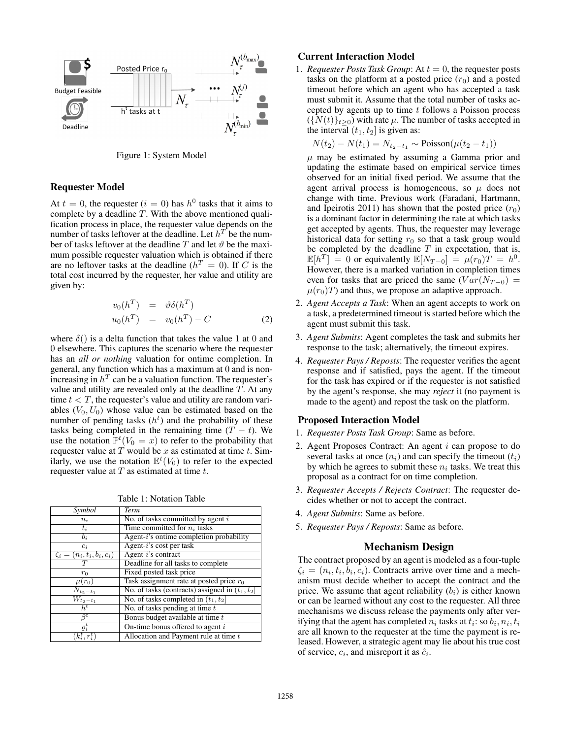Figure 1: System Model

## Requester Model

At $t = 0$, the requester ($i = 0$) has $h^0$ tasks that it aims to complete by a deadline $T$. With the above mentioned qualification process in place, the requester value depends on the number of tasks leftover at the deadline. Let $h^T$ be the number of tasks leftover at the deadline $T$ and let $\vartheta$ be the maximum possible requester valuation which is obtained if there are no leftover tasks at the deadline ($h^T = 0$). If $C$ is the total cost incurred by the requester, her value and utility are given by:

$$\begin{aligned} v_0(h^T) &= \vartheta\delta(h^T) \\ u_0(h^T) &= v_0(h^T) - C \end{aligned} \tag{2}$$

where $\delta()$ is a delta function that takes the value 1 at 0 and 0 elsewhere. This captures the scenario where the requester has an *all or nothing* valuation for ontime completion. In general, any function which has a maximum at 0 and is non-increasing in $h^T$ can be a valuation function. The requester's value and utility are revealed only at the deadline $T$. At any time $t < T$, the requester's value and utility are random variables ($V_0, U_0$) whose value can be estimated based on the number of pending tasks ($h^t$) and the probability of these tasks being completed in the remaining time ($T - t$). We use the notation $\mathbb{P}^t(V_0 = x)$ to refer to the probability that requester value at $T$ would be $x$ as estimated at time $t$. Similarly, we use the notation $\mathbb{E}^t(V_0)$ to refer to the expected requester value at $T$ as estimated at time $t$.

Table 1: Notation Table

| *Symbol* | *Term* |
|---|---|
| $n_i$ | No. of tasks committed by agent $i$ |
| $t_i$ | Time committed for $n_i$ tasks |
| $b_i$ | Agent-$i$'s ontime completion probability |
| $c_i$ | Agent-$i$'s cost per task |
| $\zeta_i = (n_i, t_i, b_i, c_i)$ | Agent-$i$'s contract |
| $T$ | Deadline for all tasks to complete |
| $r_0$ | Fixed posted task price |
| $\mu(r_0)$ | Task assignment rate at posted price $r_0$ |
| $N_{t_2-t_1}$ | No. of tasks (contracts) assigned in $(t_1, t_2]$ |
| $W_{t_2-t_1}$ | No. of tasks completed in $(t_1, t_2]$ |
| $h^t$ | No. of tasks pending at time $t$ |
| $\beta^t$ | Bonus budget available at time $t$ |
| $\varrho_i^t$ | On-time bonus offered to agent $i$ |
| $(k_i^t, r_i^t)$ | Allocation and Payment rule at time $t$ |

## Current Interaction Model

1. *Requester Posts Task Group*: At $t = 0$, the requester posts tasks on the platform at a posted price ($r_0$) and a posted timeout before which an agent who has accepted a task must submit it. Assume that the total number of tasks accepted by agents up to time $t$ follows a Poisson process ($\{N(t)\}_{t\geq 0}$) with rate $\mu$. The number of tasks accepted in the interval $(t_1, t_2]$ is given as:

$$N(t_2) - N(t_1) = N_{t_2-t_1} \sim \text{Poisson}(\mu(t_2 - t_1))$$

$\mu$ may be estimated by assuming a Gamma prior and updating the estimate based on empirical service times observed for an initial fixed period. We assume that the agent arrival process is homogeneous, so $\mu$ does not change with time. Previous work (Faradani, Hartmann, and Ipeirotis 2011) has shown that the posted price ($r_0$) is a dominant factor in determining the rate at which tasks get accepted by agents. Thus, the requester may leverage historical data for setting $r_0$ so that a task group would be completed by the deadline $T$ in expectation, that is, $\mathbb{E}[h^T] = 0$ or equivalently $\mathbb{E}[N_{T-0}] = \mu(r_0)T = h^0$. However, there is a marked variation in completion times even for tasks that are priced the same ($Var(N_{T-0}) = \mu(r_0)T$) and thus, we propose an adaptive approach.

2. *Agent Accepts a Task*: When an agent accepts to work on a task, a predetermined timeout is started before which the agent must submit this task.
3. *Agent Submits*: Agent completes the task and submits her response to the task; alternatively, the timeout expires.
4. *Requester Pays / Reposts*: The requester verifies the agent response and if satisfied, pays the agent. If the timeout for the task has expired or if the requester is not satisfied by the agent's response, she may *reject* it (no payment is made to the agent) and repost the task on the platform.

## Proposed Interaction Model

1. *Requester Posts Task Group*: Same as before.
2. Agent Proposes Contract: An agent $i$ can propose to do several tasks at once ($n_i$) and can specify the timeout ($t_i$) by which he agrees to submit these $n_i$ tasks. We treat this proposal as a contract for on time completion.
3. *Requester Accepts / Rejects Contract*: The requester decides whether or not to accept the contract.
4. *Agent Submits*: Same as before.
5. *Requester Pays / Reposts*: Same as before.

# Mechanism Design

The contract proposed by an agent is modeled as a four-tuple $\zeta_i = (n_i, t_i, b_i, c_i)$. Contracts arrive over time and a mechanism must decide whether to accept the contract and the price. We assume that agent reliability ($b_i$) is either known or can be learned without any cost to the requester. All three mechanisms we discuss release the payments only after verifying that the agent has completed $n_i$ tasks at $t_i$: so $b_i, n_i, t_i$ are all known to the requester at the time the payment is released. However, a strategic agent may lie about his true cost of service, $c_i$, and misreport it as $\hat{c}_i$.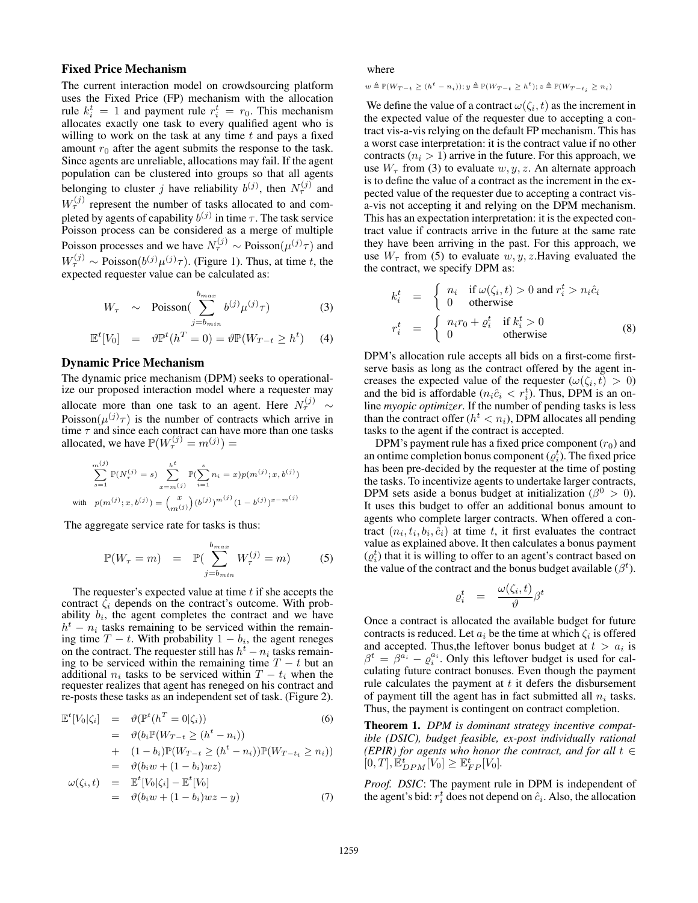### Fixed Price Mechanism

The current interaction model on crowdsourcing platform uses the Fixed Price (FP) mechanism with the allocation rule $k_i^t = 1$ and payment rule $r_i^t = r_0$. This mechanism allocates exactly one task to every qualified agent who is willing to work on the task at any time $t$ and pays a fixed amount $r_0$ after the agent submits the response to the task. Since agents are unreliable, allocations may fail. If the agent population can be clustered into groups so that all agents belonging to cluster $j$ have reliability $b^{(j)}$, then $N_\tau^{(j)}$ and $W_\tau^{(j)}$ represent the number of tasks allocated to and completed by agents of capability $b^{(j)}$ in time $\tau$. The task service Poisson process can be considered as a merge of multiple Poisson processes and we have $N_\tau^{(j)} \sim \text{Poisson}(\mu^{(j)}\tau)$ and $W_\tau^{(j)} \sim \text{Poisson}(b^{(j)}\mu^{(j)}\tau)$. (Figure 1). Thus, at time $t$, the expected requester value can be calculated as:

$$W_\tau \sim \text{Poisson}(\sum_{j=b_{min}}^{b_{max}} b^{(j)}\mu^{(j)}\tau) \tag{3}$$

$$\mathbb{E}^t[V_0] = \vartheta\mathbb{P}^t(h^T = 0) = \vartheta\mathbb{P}(W_{T-t} \geq h^t) \tag{4}$$

### Dynamic Price Mechanism

The dynamic price mechanism (DPM) seeks to operationalize our proposed interaction model where a requester may allocate more than one task to an agent. Here $N_\tau^{(j)} \sim \text{Poisson}(\mu^{(j)}\tau)$ is the number of contracts which arrive in time $\tau$ and since each contract can have more than one tasks allocated, we have $\mathbb{P}(W_\tau^{(j)} = m^{(j)}) =$

$$\sum_{s=1}^{m^{(j)}} \mathbb{P}(N_\tau^{(j)} = s) \sum_{x=m^{(j)}}^{h^t} \mathbb{P}(\sum_{i=1}^{s} n_i = x) p(m^{(j)}; x, b^{(j)})$$

$$\text{with} \quad p(m^{(j)}; x, b^{(j)}) = \binom{x}{m^{(j)}} (b^{(j)})^{m^{(j)}} (1 - b^{(j)})^{x - m^{(j)}}$$

The aggregate service rate for tasks is thus:

$$\mathbb{P}(W_\tau = m) = \mathbb{P}(\sum_{j=b_{min}}^{b_{max}} W_\tau^{(j)} = m) \tag{5}$$

The requester's expected value at time $t$ if she accepts the contract $\zeta_i$ depends on the contract's outcome. With probability $b_i$, the agent completes the contract and we have $h^t - n_i$ tasks remaining to be serviced within the remaining time $T - t$. With probability $1 - b_i$, the agent reneges on the contract. The requester still has $h^t - n_i$ tasks remaining to be serviced within the remaining time $T - t$ but an additional $n_i$ tasks to be serviced within $T - t_i$ when the requester realizes that agent has reneged on his contract and re-posts these tasks as an independent set of task. (Figure 2).

$$\begin{aligned}
\mathbb{E}^t[V_0|\zeta_i] &= \vartheta(\mathbb{P}^t(h^T = 0|\zeta_i)) \qquad (6)\\
&= \vartheta(b_i\mathbb{P}(W_{T-t} \geq (h^t - n_i)) \\
&+ (1 - b_i)\mathbb{P}(W_{T-t} \geq (h^t - n_i))\mathbb{P}(W_{T-t_i} \geq n_i)) \\
&= \vartheta(b_i w + (1 - b_i)wz) \\
\omega(\zeta_i, t) &= \mathbb{E}^t[V_0|\zeta_i] - \mathbb{E}^t[V_0] \\
&= \vartheta(b_i w + (1 - b_i)wz - y) \qquad (7)
\end{aligned}$$

where

$w \triangleq \mathbb{P}(W_{T-t} \geq (h^t - n_i)); y \triangleq \mathbb{P}(W_{T-t} \geq h^t); z \triangleq \mathbb{P}(W_{T-t_i} \geq n_i)$

We define the value of a contract $\omega(\zeta_i, t)$ as the increment in the expected value of the requester due to accepting a contract vis-a-vis relying on the default FP mechanism. This has a worst case interpretation: it is the contract value if no other contracts ($n_i > 1$) arrive in the future. For this approach, we use $W_\tau$ from (3) to evaluate $w, y, z$. An alternate approach is to define the value of a contract as the increment in the expected value of the requester due to accepting a contract vis-a-vis not accepting it and relying on the DPM mechanism. This has an expectation interpretation: it is the expected contract value if contracts arrive in the future at the same rate they have been arriving in the past. For this approach, we use $W_\tau$ from (5) to evaluate $w, y, z$.Having evaluated the contract, we specify DPM as:

$$k_i^t = \begin{cases} n_i & \text{if } \omega(\zeta_i, t) > 0 \text{ and } r_i^t > n_i\hat{c}_i \\ 0 & \text{otherwise} \end{cases}$$

$$r_i^t = \begin{cases} n_i r_0 + \varrho_i^t & \text{if } k_i^t > 0 \\ 0 & \text{otherwise} \end{cases} \tag{8}$$

DPM's allocation rule accepts all bids on a first-come first-serve basis as long as the contract offered by the agent increases the expected value of the requester ($\omega(\zeta_i, t) > 0$) and the bid is affordable ($n_i\hat{c}_i < r_i^t$). Thus, DPM is an online *myopic optimizer*. If the number of pending tasks is less than the contract offer ($h^t < n_i$), DPM allocates all pending tasks to the agent if the contract is accepted.

DPM's payment rule has a fixed price component ($r_0$) and an ontime completion bonus component ($\varrho_i^t$). The fixed price has been pre-decided by the requester at the time of posting the tasks. To incentivize agents to undertake larger contracts, DPM sets aside a bonus budget at initialization ($\beta^0 > 0$). It uses this budget to offer an additional bonus amount to agents who complete larger contracts. When offered a contract $(n_i, t_i, b_i, \hat{c}_i)$ at time $t$, it first evaluates the contract value as explained above. It then calculates a bonus payment ($\varrho_i^t$) that it is willing to offer to an agent's contract based on the value of the contract and the bonus budget available ($\beta^t$).

$$\varrho_i^t = \frac{\omega(\zeta_i, t)}{\vartheta}\beta^t$$

Once a contract is allocated the available budget for future contracts is reduced. Let $a_i$ be the time at which $\zeta_i$ is offered and accepted. Thus,the leftover bonus budget at $t > a_i$ is $\beta^t = \beta^{a_i} - \varrho_i^{a_i}$. Only this leftover budget is used for calculating future contract bonuses. Even though the payment rule calculates the payment at $t$ it defers the disbursement of payment till the agent has in fact submitted all $n_i$ tasks. Thus, the payment is contingent on contract completion.

**Theorem 1.** *DPM is dominant strategy incentive compatible (DSIC), budget feasible, ex-post individually rational (EPIR) for agents who honor the contract, and for all $t \in [0, T], \mathbb{E}_{DPM}^t[V_0] \geq \mathbb{E}_{FP}^t[V_0]$.*

*Proof.* *DSIC*: The payment rule in DPM is independent of the agent's bid: $r_i^t$ does not depend on $\hat{c}_i$. Also, the allocation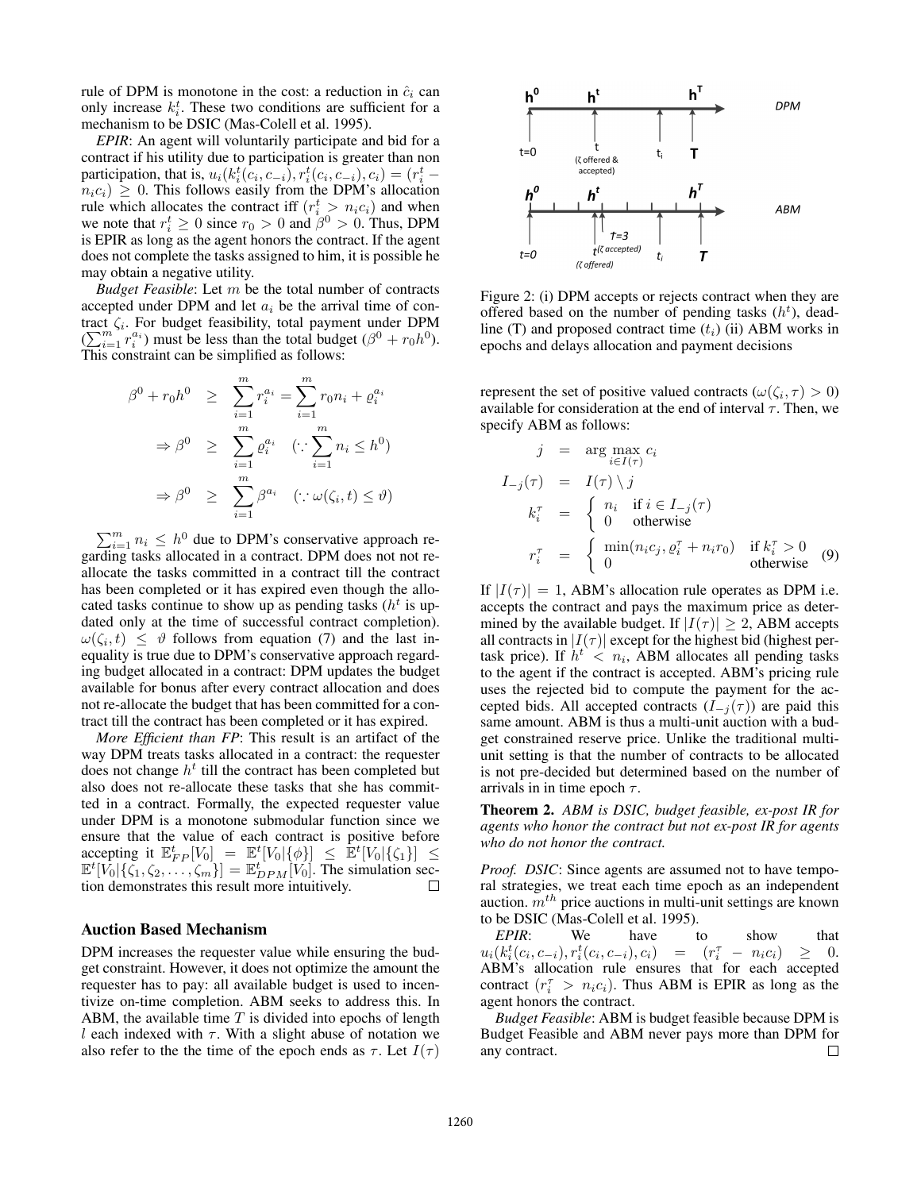rule of DPM is monotone in the cost: a reduction in $\hat{c}_i$ can only increase $k_i^t$. These two conditions are sufficient for a mechanism to be DSIC (Mas-Colell et al. 1995).

*EPIR*: An agent will voluntarily participate and bid for a contract if his utility due to participation is greater than non participation, that is, $u_i(k_i^t(c_i, c_{-i}), r_i^t(c_i, c_{-i}), c_i) = (r_i^t - n_i c_i) \geq 0$. This follows easily from the DPM's allocation rule which allocates the contract iff $(r_i^t > n_i c_i)$ and when we note that $r_i^t \geq 0$ since $r_0 > 0$ and $\beta^0 > 0$. Thus, DPM is EPIR as long as the agent honors the contract. If the agent does not complete the tasks assigned to him, it is possible he may obtain a negative utility.

*Budget Feasible*: Let $m$ be the total number of contracts accepted under DPM and let $a_i$ be the arrival time of contract $\zeta_i$. For budget feasibility, total payment under DPM ($\sum_{i=1}^m r_i^{a_i}$) must be less than the total budget ($\beta^0 + r_0 h^0$). This constraint can be simplified as follows:

$$
\begin{aligned}
\beta^0 + r_0 h^0 &\geq \sum_{i=1}^m r_i^{a_i} = \sum_{i=1}^m r_0 n_i + \varrho_i^{a_i} \\
\Rightarrow \beta^0 &\geq \sum_{i=1}^m \varrho_i^{a_i} \quad (\because \sum_{i=1}^m n_i \leq h^0) \\
\Rightarrow \beta^0 &\geq \sum_{i=1}^m \beta^{a_i} \quad (\because \omega(\zeta_i, t) \leq \vartheta)
\end{aligned}
$$

$\sum_{i=1}^m n_i \leq h^0$ due to DPM's conservative approach regarding tasks allocated in a contract. DPM does not not reallocate the tasks committed in a contract till the contract has been completed or it has expired even though the allocated tasks continue to show up as pending tasks ($h^t$ is updated only at the time of successful contract completion). $\omega(\zeta_i, t) \leq \vartheta$ follows from equation (7) and the last inequality is true due to DPM's conservative approach regarding budget allocated in a contract: DPM updates the budget available for bonus after every contract allocation and does not re-allocate the budget that has been committed for a contract till the contract has been completed or it has expired.

*More Efficient than FP*: This result is an artifact of the way DPM treats tasks allocated in a contract: the requester does not change $h^t$ till the contract has been completed but also does not re-allocate these tasks that she has committed in a contract. Formally, the expected requester value under DPM is a monotone submodular function since we ensure that the value of each contract is positive before accepting it $\mathbb{E}_{FP}^t[V_0] = \mathbb{E}^t[V_0|\{\phi\}] \leq \mathbb{E}^t[V_0|\{\zeta_1\}] \leq \mathbb{E}^t[V_0|\{\zeta_1, \zeta_2, \ldots, \zeta_m\}] = \mathbb{E}_{DPM}^t[V_0]$. The simulation section demonstrates this result more intuitively. □

## Auction Based Mechanism

DPM increases the requester value while ensuring the budget constraint. However, it does not optimize the amount the requester has to pay: all available budget is used to incentivize on-time completion. ABM seeks to address this. In ABM, the available time $T$ is divided into epochs of length $l$ each indexed with $\tau$. With a slight abuse of notation we also refer to the the time of the epoch ends as $\tau$. Let $I(\tau)$ represent the set of positive valued contracts ($\omega(\zeta_i, \tau) > 0$) available for consideration at the end of interval $\tau$. Then, we specify ABM as follows:

Figure 2: (i) DPM accepts or rejects contract when they are offered based on the number of pending tasks ($h^t$), deadline (T) and proposed contract time ($t_i$) (ii) ABM works in epochs and delays allocation and payment decisions

$$
\begin{aligned}
j &= \arg\max_{i \in I(\tau)} c_i \\
I_{-j}(\tau) &= I(\tau) \setminus j \\
k_i^\tau &= \begin{cases} n_i & \text{if } i \in I_{-j}(\tau) \\ 0 & \text{otherwise} \end{cases} \\
r_i^\tau &= \begin{cases} \min(n_i c_j, \varrho_i^\tau + n_i r_0) & \text{if } k_i^\tau > 0 \\ 0 & \text{otherwise} \end{cases} \quad (9)
\end{aligned}
$$

If $|I(\tau)| = 1$, ABM's allocation rule operates as DPM i.e. accepts the contract and pays the maximum price as determined by the available budget. If $|I(\tau)| \geq 2$, ABM accepts all contracts in $|I(\tau)|$ except for the highest bid (highest per-task price). If $h^t < n_i$, ABM allocates all pending tasks to the agent if the contract is accepted. ABM's pricing rule uses the rejected bid to compute the payment for the accepted bids. All accepted contracts ($I_{-j}(\tau)$) are paid this same amount. ABM is thus a multi-unit auction with a budget constrained reserve price. Unlike the traditional multi-unit setting is that the number of contracts to be allocated is not pre-decided but determined based on the number of arrivals in in time epoch $\tau$.

**Theorem 2.** *ABM is DSIC, budget feasible, ex-post IR for agents who honor the contract but not ex-post IR for agents who do not honor the contract.*

*Proof. DSIC*: Since agents are assumed not to have temporal strategies, we treat each time epoch as an independent auction. $m^{th}$ price auctions in multi-unit settings are known to be DSIC (Mas-Colell et al. 1995).

*EPIR*: We have to show that $u_i(k_i^t(c_i, c_{-i}), r_i^t(c_i, c_{-i}), c_i) = (r_i^\tau - n_i c_i) \geq 0$. ABM's allocation rule ensures that for each accepted contract ($r_i^\tau > n_i c_i$). Thus ABM is EPIR as long as the agent honors the contract.

*Budget Feasible*: ABM is budget feasible because DPM is Budget Feasible and ABM never pays more than DPM for any contract. □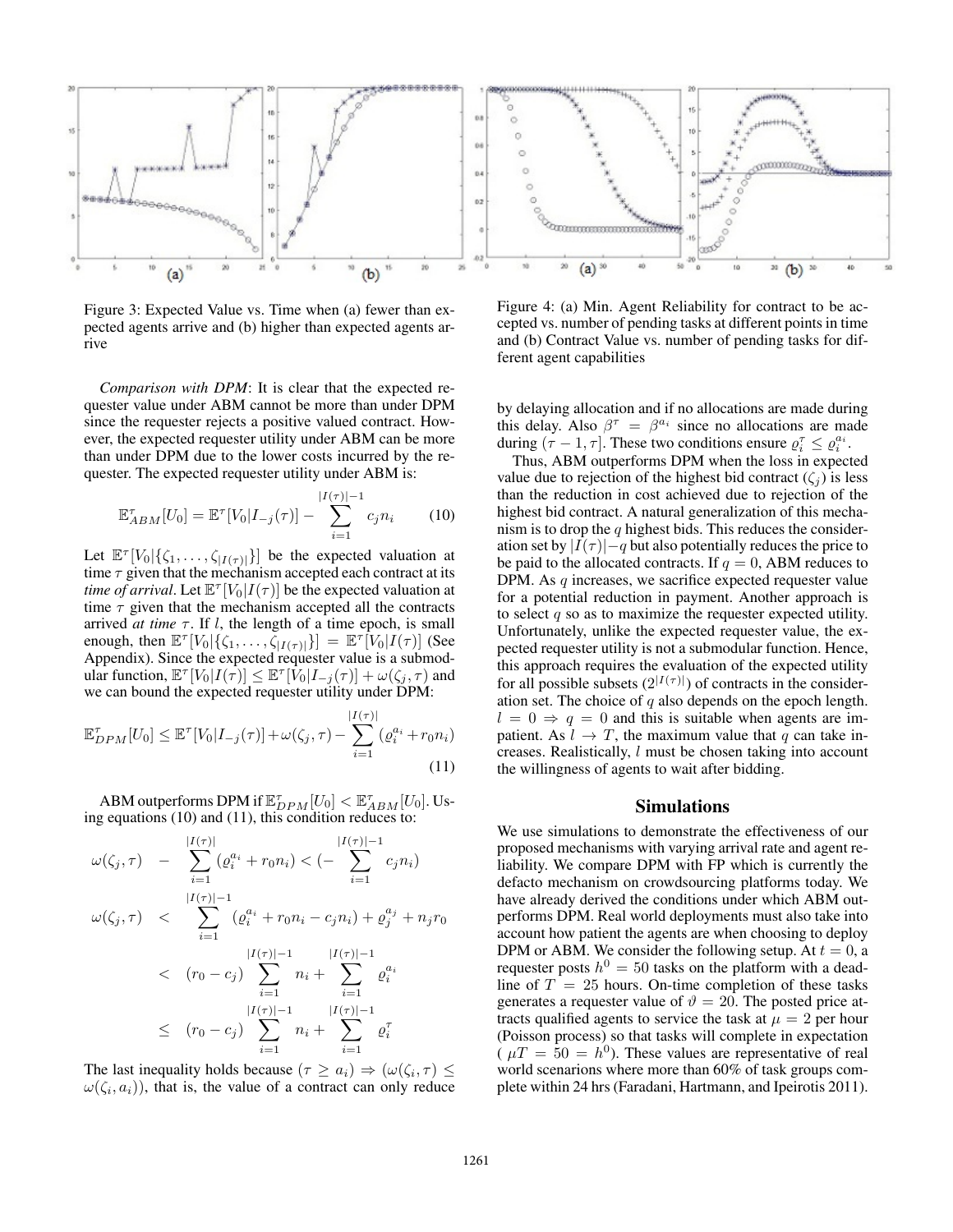Figure 3: Expected Value vs. Time when (a) fewer than expected agents arrive and (b) higher than expected agents arrive

Figure 4: (a) Min. Agent Reliability for contract to be accepted vs. number of pending tasks at different points in time and (b) Contract Value vs. number of pending tasks for different agent capabilities

*Comparison with DPM*: It is clear that the expected requester value under ABM cannot be more than under DPM since the requester rejects a positive valued contract. However, the expected requester utility under ABM can be more than under DPM due to the lower costs incurred by the requester. The expected requester utility under ABM is:

$$\mathbb{E}^{\tau}_{ABM}[U_0] = \mathbb{E}^{\tau}[V_0|I_{-j}(\tau)] - \sum_{i=1}^{|I(\tau)|-1} c_j n_i \tag{10}$$

Let $\mathbb{E}^{\tau}[V_0|\{\zeta_1, \ldots, \zeta_{|I(\tau)|}\}]$ be the expected valuation at time $\tau$ given that the mechanism accepted each contract at its *time of arrival*. Let $\mathbb{E}^{\tau}[V_0|I(\tau)]$ be the expected valuation at time $\tau$ given that the mechanism accepted all the contracts arrived *at time* $\tau$. If $l$, the length of a time epoch, is small enough, then $\mathbb{E}^{\tau}[V_0|\{\zeta_1, \ldots, \zeta_{|I(\tau)|}\}] = \mathbb{E}^{\tau}[V_0|I(\tau)]$ (See Appendix). Since the expected requester value is a submodular function, $\mathbb{E}^{\tau}[V_0|I(\tau)] \le \mathbb{E}^{\tau}[V_0|I_{-j}(\tau)] + \omega(\zeta_j, \tau)$ and we can bound the expected requester utility under DPM:

$$\mathbb{E}^{\tau}_{DPM}[U_0] \le \mathbb{E}^{\tau}[V_0|I_{-j}(\tau)] + \omega(\zeta_j, \tau) - \sum_{i=1}^{|I(\tau)|} (\varrho_i^{a_i} + r_0 n_i) \tag{11}$$

ABM outperforms DPM if $\mathbb{E}^{\tau}_{DPM}[U_0] < \mathbb{E}^{\tau}_{ABM}[U_0]$. Using equations (10) and (11), this condition reduces to:

$$\begin{aligned}
\omega(\zeta_j, \tau) \quad &- \quad \sum_{i=1}^{|I(\tau)|} (\varrho_i^{a_i} + r_0 n_i) < (- \sum_{i=1}^{|I(\tau)|-1} c_j n_i) \\
\omega(\zeta_j, \tau) \quad &< \quad \sum_{i=1}^{|I(\tau)|-1} (\varrho_i^{a_i} + r_0 n_i - c_j n_i) + \varrho_j^{a_j} + n_j r_0 \\
&< \quad (r_0 - c_j) \sum_{i=1}^{|I(\tau)|-1} n_i + \sum_{i=1}^{|I(\tau)|-1} \varrho_i^{a_i} \\
&\le \quad (r_0 - c_j) \sum_{i=1}^{|I(\tau)|-1} n_i + \sum_{i=1}^{|I(\tau)|-1} \varrho_i^{\tau}
\end{aligned}$$

The last inequality holds because $(\tau \ge a_i) \Rightarrow (\omega(\zeta_i, \tau) \le \omega(\zeta_i, a_i))$, that is, the value of a contract can only reduce by delaying allocation and if no allocations are made during this delay. Also $\beta^{\tau} = \beta^{a_i}$ since no allocations are made during $(\tau - 1, \tau]$. These two conditions ensure $\varrho_i^{\tau} \le \varrho_i^{a_i}$.

Thus, ABM outperforms DPM when the loss in expected value due to rejection of the highest bid contract ($\zeta_j$) is less than the reduction in cost achieved due to rejection of the highest bid contract. A natural generalization of this mechanism is to drop the $q$ highest bids. This reduces the consideration set by $|I(\tau)| - q$ but also potentially reduces the price to be paid to the allocated contracts. If $q = 0$, ABM reduces to DPM. As $q$ increases, we sacrifice expected requester value for a potential reduction in payment. Another approach is to select $q$ so as to maximize the requester expected utility. Unfortunately, unlike the expected requester value, the expected requester utility is not a submodular function. Hence, this approach requires the evaluation of the expected utility for all possible subsets ($2^{|I(\tau)|}$) of contracts in the consideration set. The choice of $q$ also depends on the epoch length. $l = 0 \Rightarrow q = 0$ and this is suitable when agents are impatient. As $l \to T$, the maximum value that $q$ can take increases. Realistically, $l$ must be chosen taking into account the willingness of agents to wait after bidding.

## Simulations

We use simulations to demonstrate the effectiveness of our proposed mechanisms with varying arrival rate and agent reliability. We compare DPM with FP which is currently the defacto mechanism on crowdsourcing platforms today. We have already derived the conditions under which ABM outperforms DPM. Real world deployments must also take into account how patient the agents are when choosing to deploy DPM or ABM. We consider the following setup. At $t = 0$, a requester posts $h^0 = 50$ tasks on the platform with a deadline of $T = 25$ hours. On-time completion of these tasks generates a requester value of $\vartheta = 20$. The posted price attracts qualified agents to service the task at $\mu = 2$ per hour (Poisson process) so that tasks will complete in expectation ( $\mu T = 50 = h^0$). These values are representative of real world scenarions where more than 60% of task groups complete within 24 hrs (Faradani, Hartmann, and Ipeirotis 2011).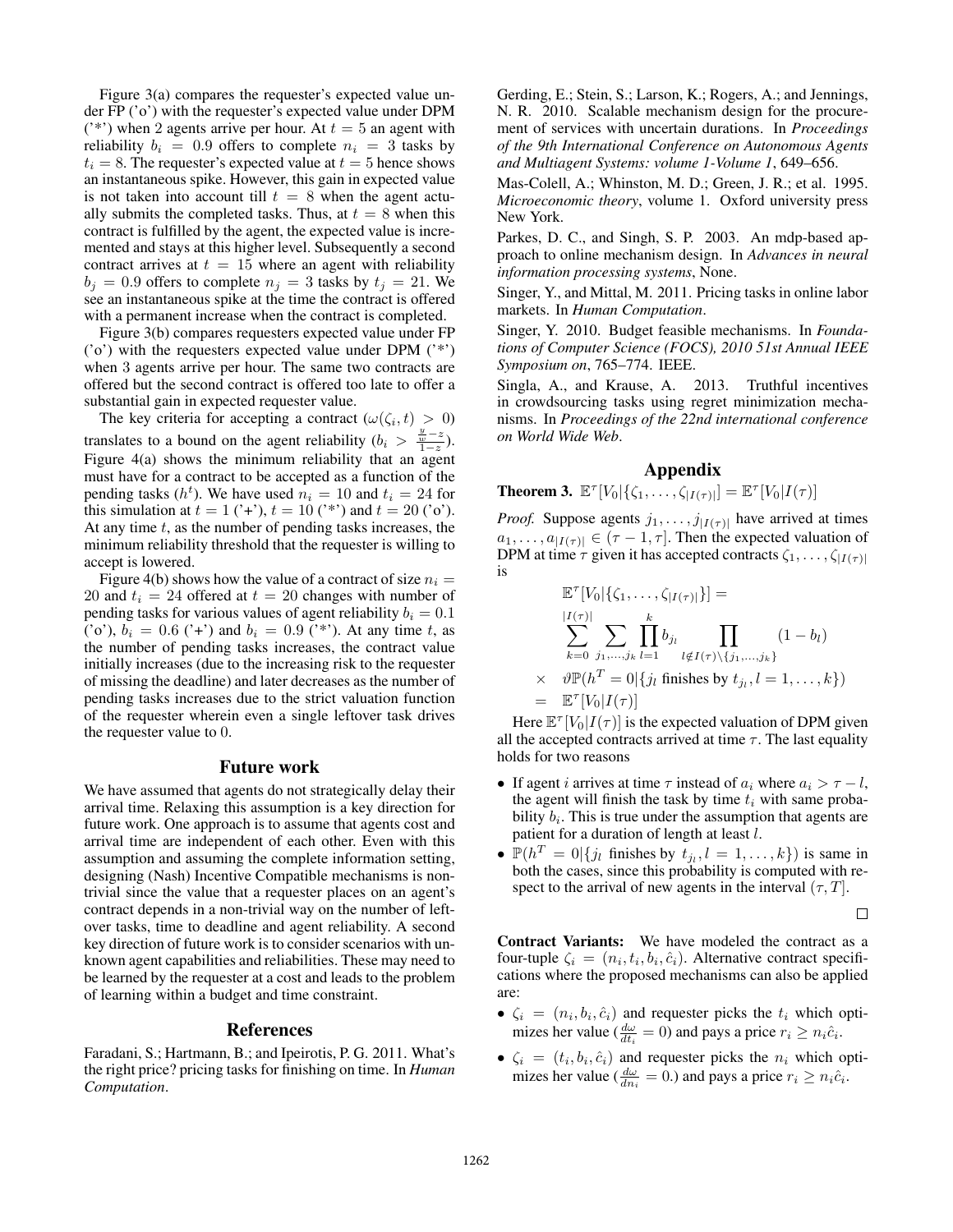Figure 3(a) compares the requester's expected value under FP ('o') with the requester's expected value under DPM ('*') when 2 agents arrive per hour. At $t = 5$ an agent with reliability $b_i = 0.9$ offers to complete $n_i = 3$ tasks by $t_i = 8$. The requester's expected value at $t = 5$ hence shows an instantaneous spike. However, this gain in expected value is not taken into account till $t = 8$ when the agent actually submits the completed tasks. Thus, at $t = 8$ when this contract is fulfilled by the agent, the expected value is incremented and stays at this higher level. Subsequently a second contract arrives at $t = 15$ where an agent with reliability $b_j = 0.9$ offers to complete $n_j = 3$ tasks by $t_j = 21$. We see an instantaneous spike at the time the contract is offered with a permanent increase when the contract is completed.

Figure 3(b) compares requesters expected value under FP ('o') with the requesters expected value under DPM ('*') when 3 agents arrive per hour. The same two contracts are offered but the second contract is offered too late to offer a substantial gain in expected requester value.

The key criteria for accepting a contract ($\omega(\zeta_i, t) > 0$) translates to a bound on the agent reliability ($b_i > \frac{\frac{y}{w} - z}{1 - z}$). Figure 4(a) shows the minimum reliability that an agent must have for a contract to be accepted as a function of the pending tasks ($h^t$). We have used $n_i = 10$ and $t_i = 24$ for this simulation at $t = 1$ ('+'), $t = 10$ ('*') and $t = 20$ ('o'). At any time $t$, as the number of pending tasks increases, the minimum reliability threshold that the requester is willing to accept is lowered.

Figure 4(b) shows how the value of a contract of size $n_i = 20$ and $t_i = 24$ offered at $t = 20$ changes with number of pending tasks for various values of agent reliability $b_i = 0.1$ ('o'), $b_i = 0.6$ ('+') and $b_i = 0.9$ ('*'). At any time $t$, as the number of pending tasks increases, the contract value initially increases (due to the increasing risk to the requester of missing the deadline) and later decreases as the number of pending tasks increases due to the strict valuation function of the requester wherein even a single leftover task drives the requester value to 0.

## Future work

We have assumed that agents do not strategically delay their arrival time. Relaxing this assumption is a key direction for future work. One approach is to assume that agents cost and arrival time are independent of each other. Even with this assumption and assuming the complete information setting, designing (Nash) Incentive Compatible mechanisms is non-trivial since the value that a requester places on an agent's contract depends in a non-trivial way on the number of left-over tasks, time to deadline and agent reliability. A second key direction of future work is to consider scenarios with unknown agent capabilities and reliabilities. These may need to be learned by the requester at a cost and leads to the problem of learning within a budget and time constraint.

## References

Faradani, S.; Hartmann, B.; and Ipeirotis, P. G. 2011. What's the right price? pricing tasks for finishing on time. In *Human Computation*.

Gerding, E.; Stein, S.; Larson, K.; Rogers, A.; and Jennings, N. R. 2010. Scalable mechanism design for the procurement of services with uncertain durations. In *Proceedings of the 9th International Conference on Autonomous Agents and Multiagent Systems: volume 1-Volume 1*, 649–656.

Mas-Colell, A.; Whinston, M. D.; Green, J. R.; et al. 1995. *Microeconomic theory*, volume 1. Oxford university press New York.

Parkes, D. C., and Singh, S. P. 2003. An mdp-based approach to online mechanism design. In *Advances in neural information processing systems*, None.

Singer, Y., and Mittal, M. 2011. Pricing tasks in online labor markets. In *Human Computation*.

Singer, Y. 2010. Budget feasible mechanisms. In *Foundations of Computer Science (FOCS), 2010 51st Annual IEEE Symposium on*, 765–774. IEEE.

Singla, A., and Krause, A. 2013. Truthful incentives in crowdsourcing tasks using regret minimization mechanisms. In *Proceedings of the 22nd international conference on World Wide Web*.

## Appendix

**Theorem 3.** $\mathbb{E}^\tau[V_0|\{\zeta_1, \ldots, \zeta_{|I(\tau)|}\}] = \mathbb{E}^\tau[V_0|I(\tau)]$

*Proof.* Suppose agents $j_1, \ldots, j_{|I(\tau)|}$ have arrived at times $a_1, \ldots, a_{|I(\tau)|} \in (\tau - 1, \tau]$. Then the expected valuation of DPM at time $\tau$ given it has accepted contracts $\zeta_1, \ldots, \zeta_{|I(\tau)|}$ is

$$
\begin{aligned}
&\mathbb{E}^\tau[V_0|\{\zeta_1, \ldots, \zeta_{|I(\tau)|}\}] = \\
&\sum_{k=0}^{|I(\tau)|} \sum_{j_1, \ldots, j_k} \prod_{l=1}^{k} b_{j_l} \prod_{l \notin I(\tau) \setminus \{j_1, \ldots, j_k\}} (1 - b_l) \\
&\times \quad \vartheta \mathbb{P}(h^T = 0 | \{j_l \text{ finishes by } t_{j_l}, l = 1, \ldots, k\}) \\
&= \quad \mathbb{E}^\tau[V_0|I(\tau)]
\end{aligned}
$$

Here $\mathbb{E}^\tau[V_0|I(\tau)]$ is the expected valuation of DPM given all the accepted contracts arrived at time $\tau$. The last equality holds for two reasons

- If agent $i$ arrives at time $\tau$ instead of $a_i$ where $a_i > \tau - l$, the agent will finish the task by time $t_i$ with same probability $b_i$. This is true under the assumption that agents are patient for a duration of length at least $l$.
- $\mathbb{P}(h^T = 0 | \{j_l \text{ finishes by } t_{j_l}, l = 1, \ldots, k\})$ is same in both the cases, since this probability is computed with respect to the arrival of new agents in the interval $(\tau, T]$.

□

**Contract Variants:** We have modeled the contract as a four-tuple $\zeta_i = (n_i, t_i, b_i, \hat{c}_i)$. Alternative contract specifications where the proposed mechanisms can also be applied are:

- $\zeta_i = (n_i, b_i, \hat{c}_i)$ and requester picks the $t_i$ which optimizes her value ($\frac{d\omega}{dt_i} = 0$) and pays a price $r_i \geq n_i \hat{c}_i$.
- $\zeta_i = (t_i, b_i, \hat{c}_i)$ and requester picks the $n_i$ which optimizes her value ($\frac{d\omega}{dn_i} = 0$.) and pays a price $r_i \geq n_i \hat{c}_i$.